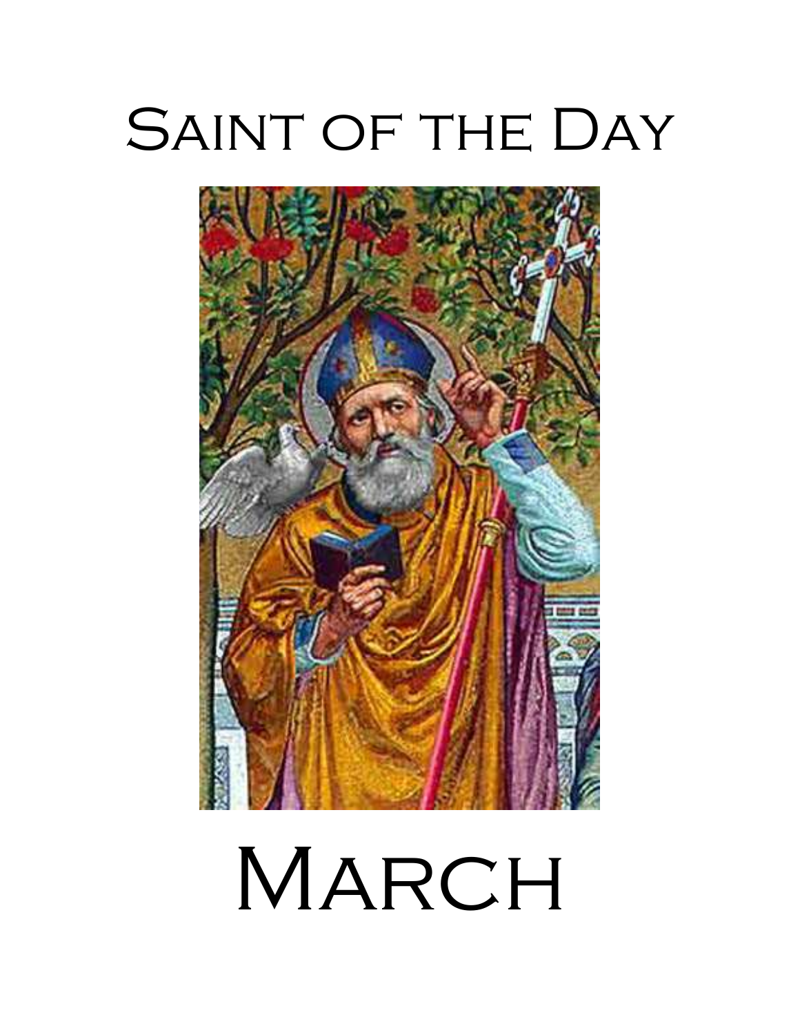# Saint of the Day

# March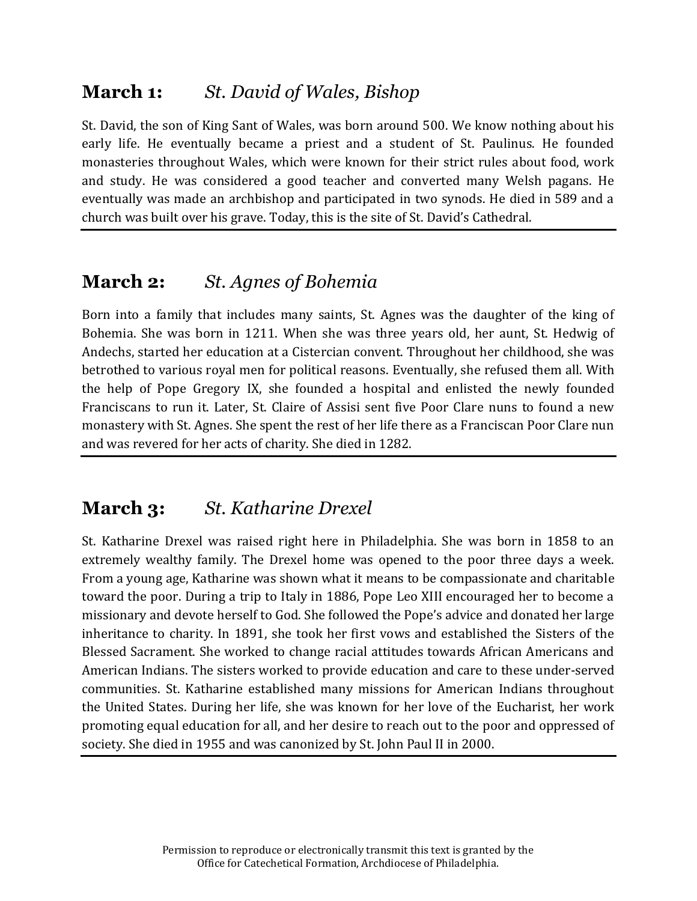## **March 1:** *St. David of Wales, Bishop*

St. David, the son of King Sant of Wales, was born around 500. We know nothing about his early life. He eventually became a priest and a student of St. Paulinus. He founded monasteries throughout Wales, which were known for their strict rules about food, work and study. He was considered a good teacher and converted many Welsh pagans. He eventually was made an archbishop and participated in two synods. He died in 589 and a church was built over his grave. Today, this is the site of St. David's Cathedral.

---

## **March 2:** *St. Agnes of Bohemia*

Born into a family that includes many saints, St. Agnes was the daughter of the king of Bohemia. She was born in 1211. When she was three years old, her aunt, St. Hedwig of Andechs, started her education at a Cistercian convent. Throughout her childhood, she was betrothed to various royal men for political reasons. Eventually, she refused them all. With the help of Pope Gregory IX, she founded a hospital and enlisted the newly founded Franciscans to run it. Later, St. Claire of Assisi sent five Poor Clare nuns to found a new monastery with St. Agnes. She spent the rest of her life there as a Franciscan Poor Clare nun and was revered for her acts of charity. She died in 1282.

---

## **March 3:** *St. Katharine Drexel*

St. Katharine Drexel was raised right here in Philadelphia. She was born in 1858 to an extremely wealthy family. The Drexel home was opened to the poor three days a week. From a young age, Katharine was shown what it means to be compassionate and charitable toward the poor. During a trip to Italy in 1886, Pope Leo XIII encouraged her to become a missionary and devote herself to God. She followed the Pope's advice and donated her large inheritance to charity. In 1891, she took her first vows and established the Sisters of the Blessed Sacrament. She worked to change racial attitudes towards African Americans and American Indians. The sisters worked to provide education and care to these under-served communities. St. Katharine established many missions for American Indians throughout the United States. During her life, she was known for her love of the Eucharist, her work promoting equal education for all, and her desire to reach out to the poor and oppressed of society. She died in 1955 and was canonized by St. John Paul II in 2000.

---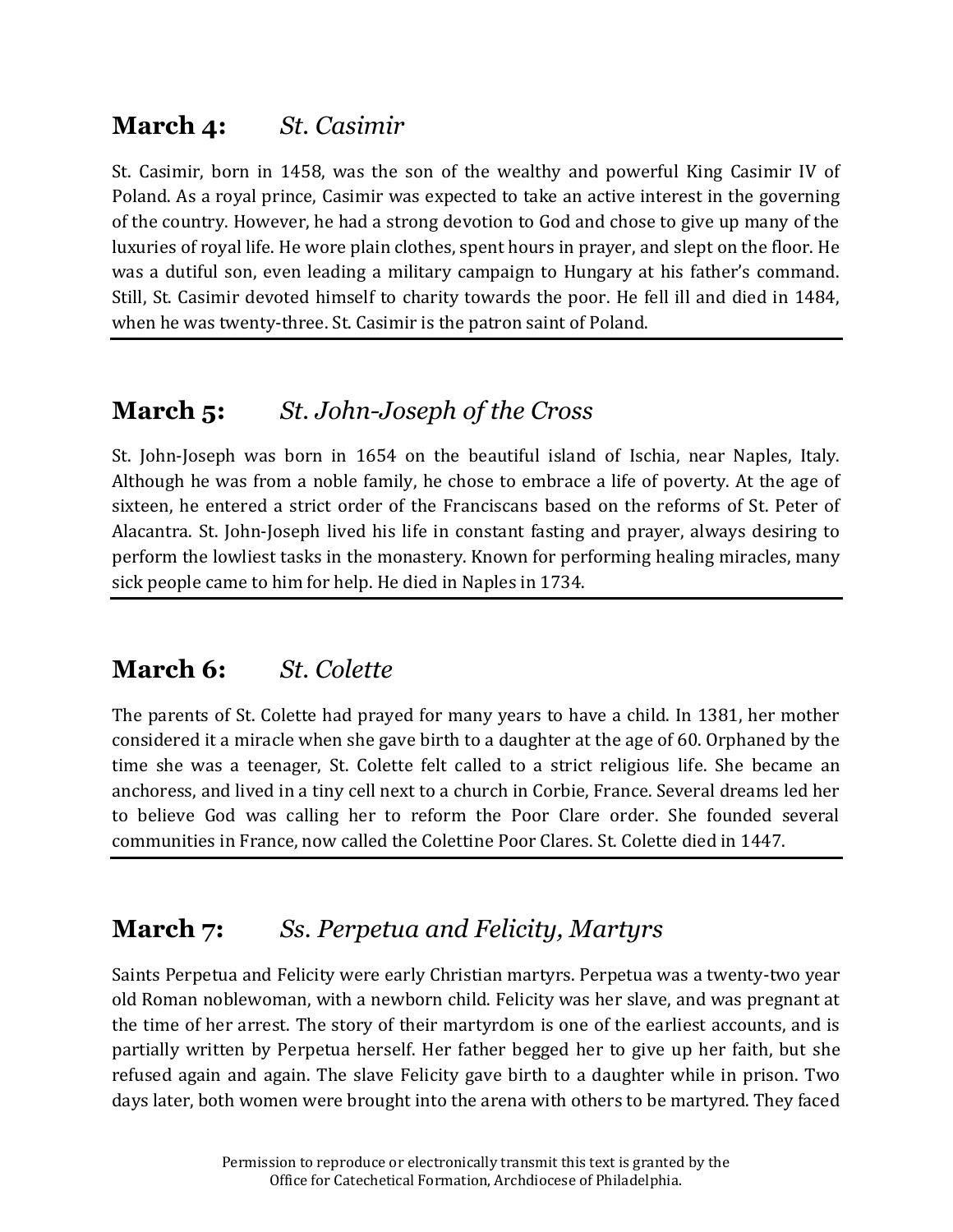## **March 4:** *St. Casimir*

St. Casimir, born in 1458, was the son of the wealthy and powerful King Casimir IV of Poland. As a royal prince, Casimir was expected to take an active interest in the governing of the country. However, he had a strong devotion to God and chose to give up many of the luxuries of royal life. He wore plain clothes, spent hours in prayer, and slept on the floor. He was a dutiful son, even leading a military campaign to Hungary at his father's command. Still, St. Casimir devoted himself to charity towards the poor. He fell ill and died in 1484, when he was twenty-three. St. Casimir is the patron saint of Poland.

---

## **March 5:** *St. John-Joseph of the Cross*

St. John-Joseph was born in 1654 on the beautiful island of Ischia, near Naples, Italy. Although he was from a noble family, he chose to embrace a life of poverty. At the age of sixteen, he entered a strict order of the Franciscans based on the reforms of St. Peter of Alacantra. St. John-Joseph lived his life in constant fasting and prayer, always desiring to perform the lowliest tasks in the monastery. Known for performing healing miracles, many sick people came to him for help. He died in Naples in 1734.

---

## **March 6:** *St. Colette*

The parents of St. Colette had prayed for many years to have a child. In 1381, her mother considered it a miracle when she gave birth to a daughter at the age of 60. Orphaned by the time she was a teenager, St. Colette felt called to a strict religious life. She became an anchoress, and lived in a tiny cell next to a church in Corbie, France. Several dreams led her to believe God was calling her to reform the Poor Clare order. She founded several communities in France, now called the Colettine Poor Clares. St. Colette died in 1447.

---

## **March 7:** *Ss. Perpetua and Felicity, Martyrs*

Saints Perpetua and Felicity were early Christian martyrs. Perpetua was a twenty-two year old Roman noblewoman, with a newborn child. Felicity was her slave, and was pregnant at the time of her arrest. The story of their martyrdom is one of the earliest accounts, and is partially written by Perpetua herself. Her father begged her to give up her faith, but she refused again and again. The slave Felicity gave birth to a daughter while in prison. Two days later, both women were brought into the arena with others to be martyred. They faced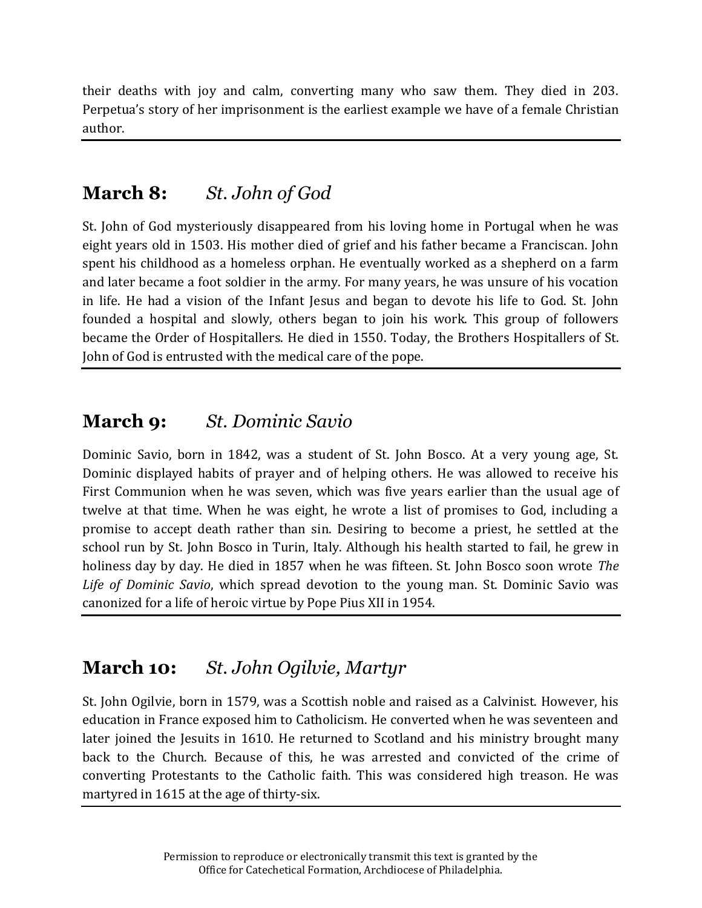their deaths with joy and calm, converting many who saw them. They died in 203. Perpetua's story of her imprisonment is the earliest example we have of a female Christian author.

---

## March 8: *St. John of God*

St. John of God mysteriously disappeared from his loving home in Portugal when he was eight years old in 1503. His mother died of grief and his father became a Franciscan. John spent his childhood as a homeless orphan. He eventually worked as a shepherd on a farm and later became a foot soldier in the army. For many years, he was unsure of his vocation in life. He had a vision of the Infant Jesus and began to devote his life to God. St. John founded a hospital and slowly, others began to join his work. This group of followers became the Order of Hospitallers. He died in 1550. Today, the Brothers Hospitallers of St. John of God is entrusted with the medical care of the pope.

---

## March 9: *St. Dominic Savio*

Dominic Savio, born in 1842, was a student of St. John Bosco. At a very young age, St. Dominic displayed habits of prayer and of helping others. He was allowed to receive his First Communion when he was seven, which was five years earlier than the usual age of twelve at that time. When he was eight, he wrote a list of promises to God, including a promise to accept death rather than sin. Desiring to become a priest, he settled at the school run by St. John Bosco in Turin, Italy. Although his health started to fail, he grew in holiness day by day. He died in 1857 when he was fifteen. St. John Bosco soon wrote *The Life of Dominic Savio*, which spread devotion to the young man. St. Dominic Savio was canonized for a life of heroic virtue by Pope Pius XII in 1954.

---

## March 10: *St. John Ogilvie, Martyr*

St. John Ogilvie, born in 1579, was a Scottish noble and raised as a Calvinist. However, his education in France exposed him to Catholicism. He converted when he was seventeen and later joined the Jesuits in 1610. He returned to Scotland and his ministry brought many back to the Church. Because of this, he was arrested and convicted of the crime of converting Protestants to the Catholic faith. This was considered high treason. He was martyred in 1615 at the age of thirty-six.

---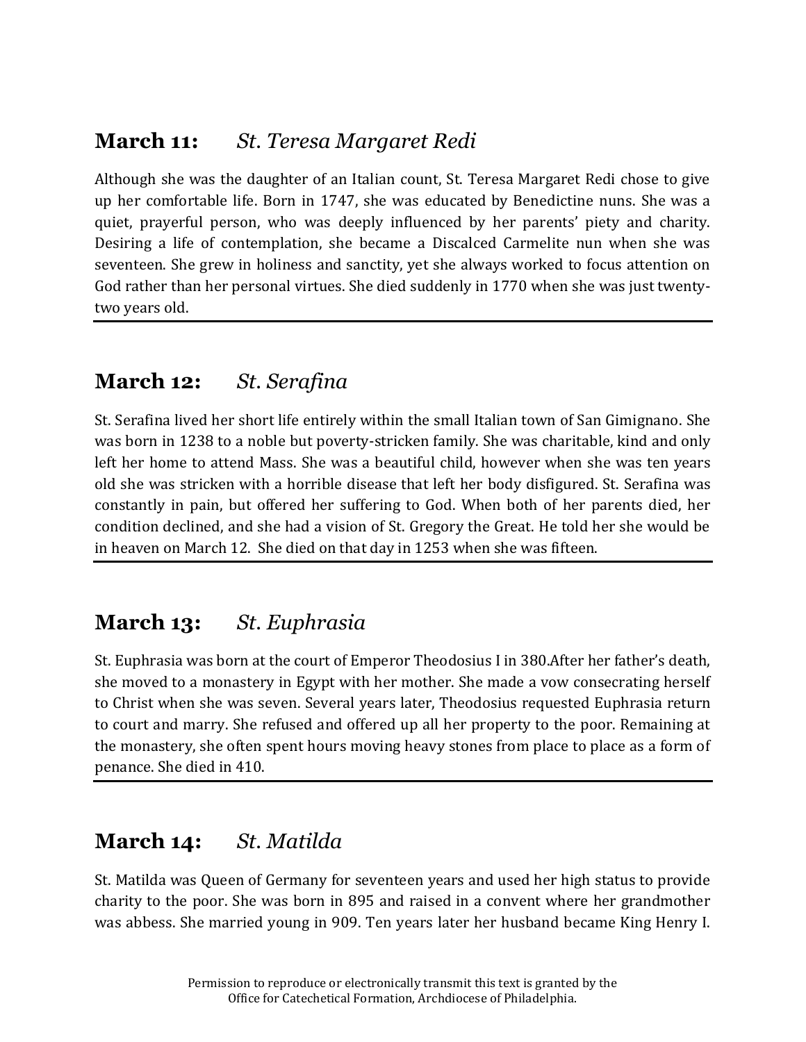## **March 11:** *St. Teresa Margaret Redi*

Although she was the daughter of an Italian count, St. Teresa Margaret Redi chose to give up her comfortable life. Born in 1747, she was educated by Benedictine nuns. She was a quiet, prayerful person, who was deeply influenced by her parents' piety and charity. Desiring a life of contemplation, she became a Discalced Carmelite nun when she was seventeen. She grew in holiness and sanctity, yet she always worked to focus attention on God rather than her personal virtues. She died suddenly in 1770 when she was just twenty-two years old.

---

## **March 12:** *St. Serafina*

St. Serafina lived her short life entirely within the small Italian town of San Gimignano. She was born in 1238 to a noble but poverty-stricken family. She was charitable, kind and only left her home to attend Mass. She was a beautiful child, however when she was ten years old she was stricken with a horrible disease that left her body disfigured. St. Serafina was constantly in pain, but offered her suffering to God. When both of her parents died, her condition declined, and she had a vision of St. Gregory the Great. He told her she would be in heaven on March 12. She died on that day in 1253 when she was fifteen.

---

## **March 13:** *St. Euphrasia*

St. Euphrasia was born at the court of Emperor Theodosius I in 380.After her father's death, she moved to a monastery in Egypt with her mother. She made a vow consecrating herself to Christ when she was seven. Several years later, Theodosius requested Euphrasia return to court and marry. She refused and offered up all her property to the poor. Remaining at the monastery, she often spent hours moving heavy stones from place to place as a form of penance. She died in 410.

---

## **March 14:** *St. Matilda*

St. Matilda was Queen of Germany for seventeen years and used her high status to provide charity to the poor. She was born in 895 and raised in a convent where her grandmother was abbess. She married young in 909. Ten years later her husband became King Henry I.

Permission to reproduce or electronically transmit this text is granted by the Office for Catechetical Formation, Archdiocese of Philadelphia.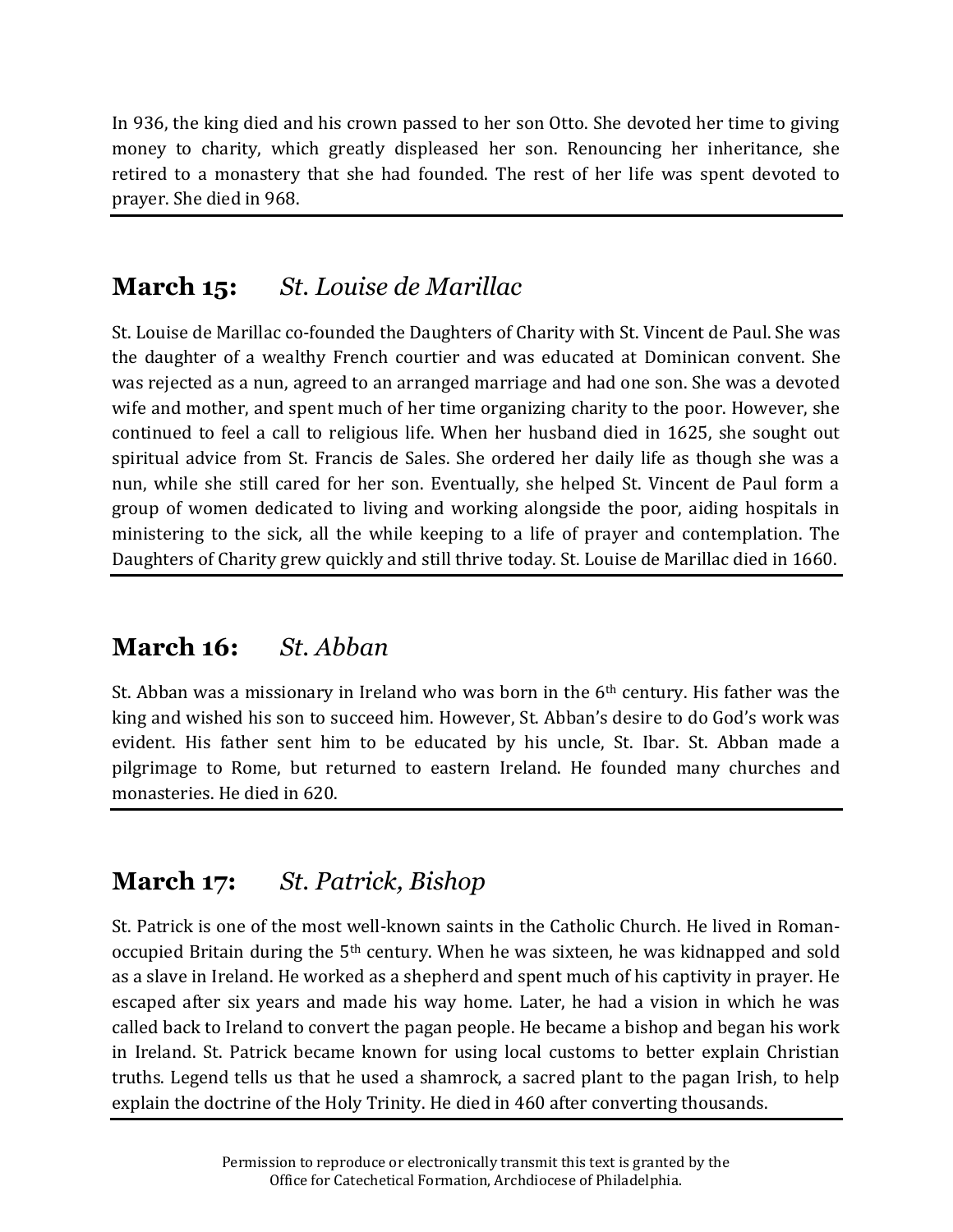In 936, the king died and his crown passed to her son Otto. She devoted her time to giving money to charity, which greatly displeased her son. Renouncing her inheritance, she retired to a monastery that she had founded. The rest of her life was spent devoted to prayer. She died in 968.

---

## March 15: *St. Louise de Marillac*

St. Louise de Marillac co-founded the Daughters of Charity with St. Vincent de Paul. She was the daughter of a wealthy French courtier and was educated at Dominican convent. She was rejected as a nun, agreed to an arranged marriage and had one son. She was a devoted wife and mother, and spent much of her time organizing charity to the poor. However, she continued to feel a call to religious life. When her husband died in 1625, she sought out spiritual advice from St. Francis de Sales. She ordered her daily life as though she was a nun, while she still cared for her son. Eventually, she helped St. Vincent de Paul form a group of women dedicated to living and working alongside the poor, aiding hospitals in ministering to the sick, all the while keeping to a life of prayer and contemplation. The Daughters of Charity grew quickly and still thrive today. St. Louise de Marillac died in 1660.

---

## March 16: *St. Abban*

St. Abban was a missionary in Ireland who was born in the 6th century. His father was the king and wished his son to succeed him. However, St. Abban's desire to do God's work was evident. His father sent him to be educated by his uncle, St. Ibar. St. Abban made a pilgrimage to Rome, but returned to eastern Ireland. He founded many churches and monasteries. He died in 620.

---

## March 17: *St. Patrick, Bishop*

St. Patrick is one of the most well-known saints in the Catholic Church. He lived in Roman-occupied Britain during the 5th century. When he was sixteen, he was kidnapped and sold as a slave in Ireland. He worked as a shepherd and spent much of his captivity in prayer. He escaped after six years and made his way home. Later, he had a vision in which he was called back to Ireland to convert the pagan people. He became a bishop and began his work in Ireland. St. Patrick became known for using local customs to better explain Christian truths. Legend tells us that he used a shamrock, a sacred plant to the pagan Irish, to help explain the doctrine of the Holy Trinity. He died in 460 after converting thousands.

---

Permission to reproduce or electronically transmit this text is granted by the Office for Catechetical Formation, Archdiocese of Philadelphia.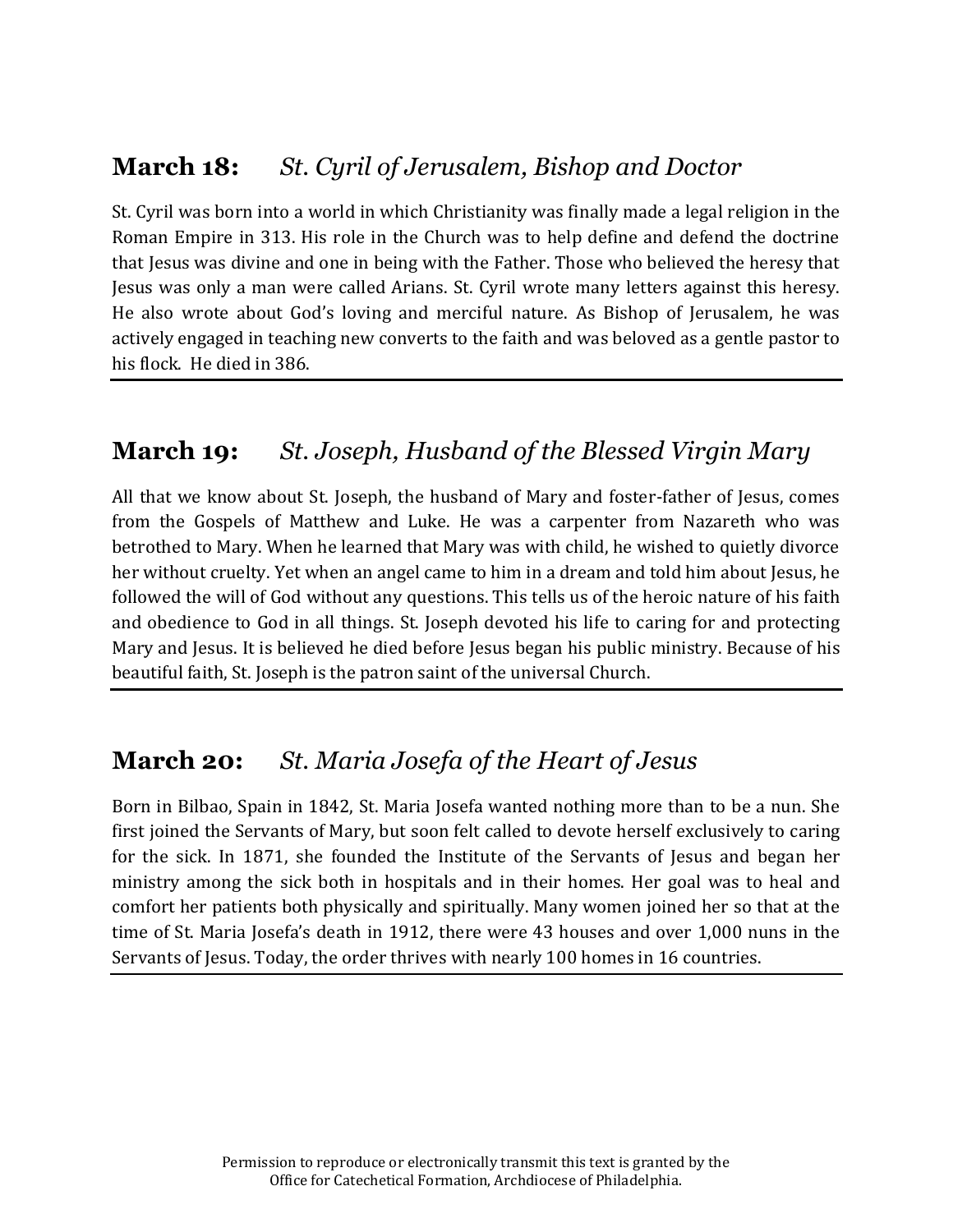## **March 18:** *St. Cyril of Jerusalem, Bishop and Doctor*

St. Cyril was born into a world in which Christianity was finally made a legal religion in the Roman Empire in 313. His role in the Church was to help define and defend the doctrine that Jesus was divine and one in being with the Father. Those who believed the heresy that Jesus was only a man were called Arians. St. Cyril wrote many letters against this heresy. He also wrote about God's loving and merciful nature. As Bishop of Jerusalem, he was actively engaged in teaching new converts to the faith and was beloved as a gentle pastor to his flock. He died in 386.

---

## **March 19:** *St. Joseph, Husband of the Blessed Virgin Mary*

All that we know about St. Joseph, the husband of Mary and foster-father of Jesus, comes from the Gospels of Matthew and Luke. He was a carpenter from Nazareth who was betrothed to Mary. When he learned that Mary was with child, he wished to quietly divorce her without cruelty. Yet when an angel came to him in a dream and told him about Jesus, he followed the will of God without any questions. This tells us of the heroic nature of his faith and obedience to God in all things. St. Joseph devoted his life to caring for and protecting Mary and Jesus. It is believed he died before Jesus began his public ministry. Because of his beautiful faith, St. Joseph is the patron saint of the universal Church.

---

## **March 20:** *St. Maria Josefa of the Heart of Jesus*

Born in Bilbao, Spain in 1842, St. Maria Josefa wanted nothing more than to be a nun. She first joined the Servants of Mary, but soon felt called to devote herself exclusively to caring for the sick. In 1871, she founded the Institute of the Servants of Jesus and began her ministry among the sick both in hospitals and in their homes. Her goal was to heal and comfort her patients both physically and spiritually. Many women joined her so that at the time of St. Maria Josefa's death in 1912, there were 43 houses and over 1,000 nuns in the Servants of Jesus. Today, the order thrives with nearly 100 homes in 16 countries.

---

Permission to reproduce or electronically transmit this text is granted by the Office for Catechetical Formation, Archdiocese of Philadelphia.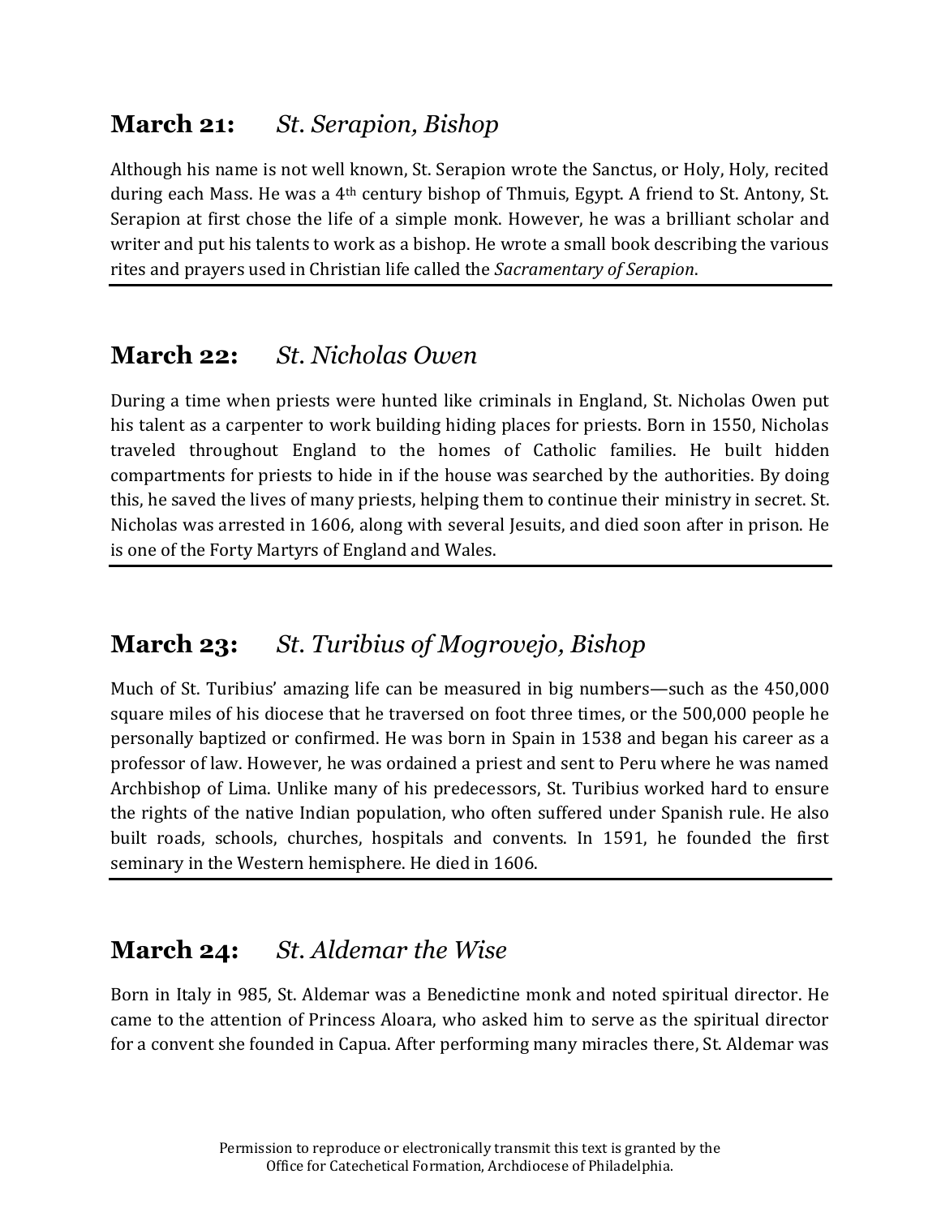## **March 21:** *St. Serapion, Bishop*

Although his name is not well known, St. Serapion wrote the Sanctus, or Holy, Holy, recited during each Mass. He was a 4th century bishop of Thmuis, Egypt. A friend to St. Antony, St. Serapion at first chose the life of a simple monk. However, he was a brilliant scholar and writer and put his talents to work as a bishop. He wrote a small book describing the various rites and prayers used in Christian life called the *Sacramentary of Serapion*.

---

## **March 22:** *St. Nicholas Owen*

During a time when priests were hunted like criminals in England, St. Nicholas Owen put his talent as a carpenter to work building hiding places for priests. Born in 1550, Nicholas traveled throughout England to the homes of Catholic families. He built hidden compartments for priests to hide in if the house was searched by the authorities. By doing this, he saved the lives of many priests, helping them to continue their ministry in secret. St. Nicholas was arrested in 1606, along with several Jesuits, and died soon after in prison. He is one of the Forty Martyrs of England and Wales.

---

## **March 23:** *St. Turibius of Mogrovejo, Bishop*

Much of St. Turibius' amazing life can be measured in big numbers—such as the 450,000 square miles of his diocese that he traversed on foot three times, or the 500,000 people he personally baptized or confirmed. He was born in Spain in 1538 and began his career as a professor of law. However, he was ordained a priest and sent to Peru where he was named Archbishop of Lima. Unlike many of his predecessors, St. Turibius worked hard to ensure the rights of the native Indian population, who often suffered under Spanish rule. He also built roads, schools, churches, hospitals and convents. In 1591, he founded the first seminary in the Western hemisphere. He died in 1606.

---

## **March 24:** *St. Aldemar the Wise*

Born in Italy in 985, St. Aldemar was a Benedictine monk and noted spiritual director. He came to the attention of Princess Aloara, who asked him to serve as the spiritual director for a convent she founded in Capua. After performing many miracles there, St. Aldemar was

Permission to reproduce or electronically transmit this text is granted by the Office for Catechetical Formation, Archdiocese of Philadelphia.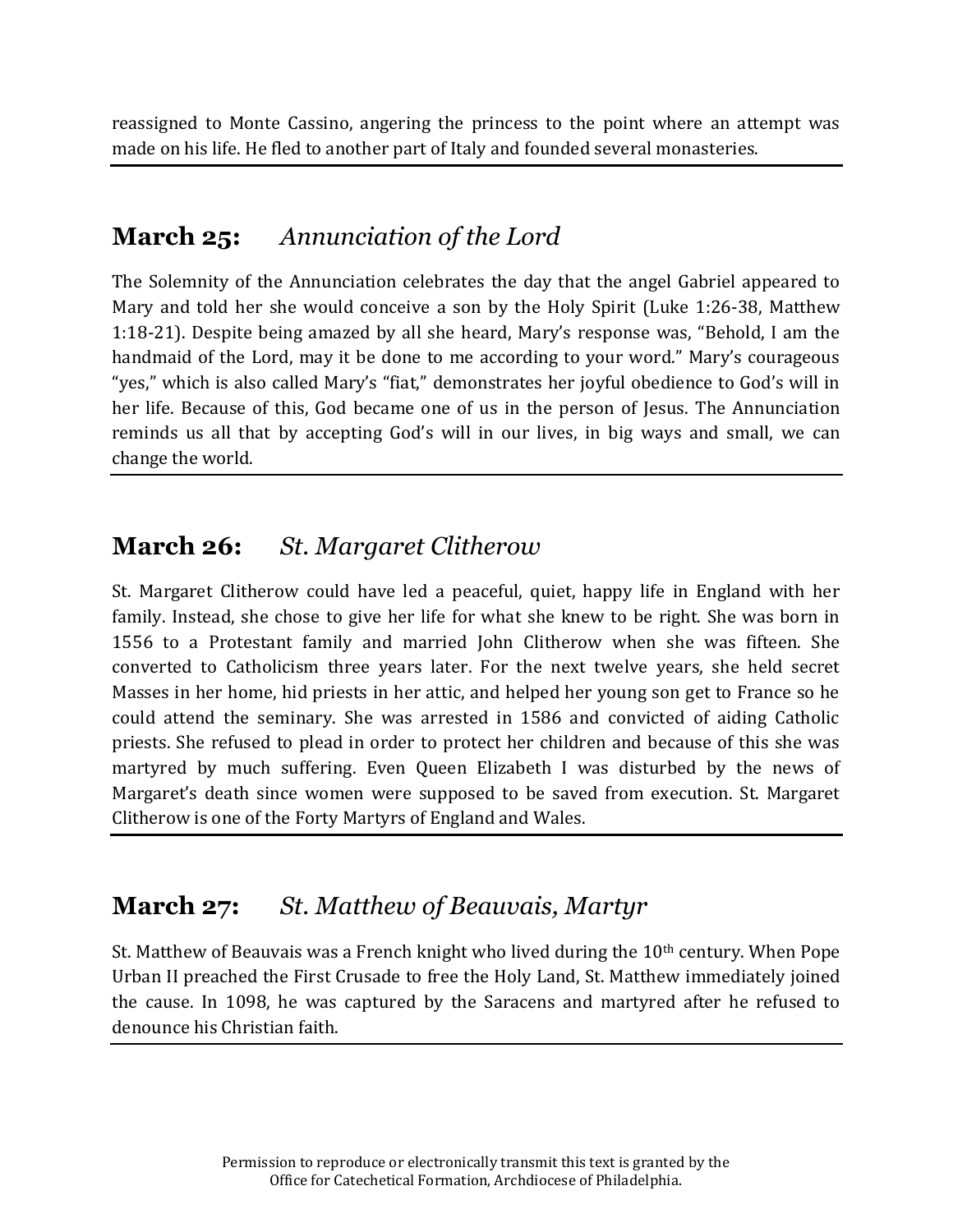reassigned to Monte Cassino, angering the princess to the point where an attempt was made on his life. He fled to another part of Italy and founded several monasteries.

## March 25: *Annunciation of the Lord*

The Solemnity of the Annunciation celebrates the day that the angel Gabriel appeared to Mary and told her she would conceive a son by the Holy Spirit (Luke 1:26-38, Matthew 1:18-21). Despite being amazed by all she heard, Mary's response was, "Behold, I am the handmaid of the Lord, may it be done to me according to your word." Mary's courageous "yes," which is also called Mary's "fiat," demonstrates her joyful obedience to God's will in her life. Because of this, God became one of us in the person of Jesus. The Annunciation reminds us all that by accepting God's will in our lives, in big ways and small, we can change the world.

## March 26: *St. Margaret Clitherow*

St. Margaret Clitherow could have led a peaceful, quiet, happy life in England with her family. Instead, she chose to give her life for what she knew to be right. She was born in 1556 to a Protestant family and married John Clitherow when she was fifteen. She converted to Catholicism three years later. For the next twelve years, she held secret Masses in her home, hid priests in her attic, and helped her young son get to France so he could attend the seminary. She was arrested in 1586 and convicted of aiding Catholic priests. She refused to plead in order to protect her children and because of this she was martyred by much suffering. Even Queen Elizabeth I was disturbed by the news of Margaret's death since women were supposed to be saved from execution. St. Margaret Clitherow is one of the Forty Martyrs of England and Wales.

## March 27: *St. Matthew of Beauvais, Martyr*

St. Matthew of Beauvais was a French knight who lived during the 10th century. When Pope Urban II preached the First Crusade to free the Holy Land, St. Matthew immediately joined the cause. In 1098, he was captured by the Saracens and martyred after he refused to denounce his Christian faith.

Permission to reproduce or electronically transmit this text is granted by the Office for Catechetical Formation, Archdiocese of Philadelphia.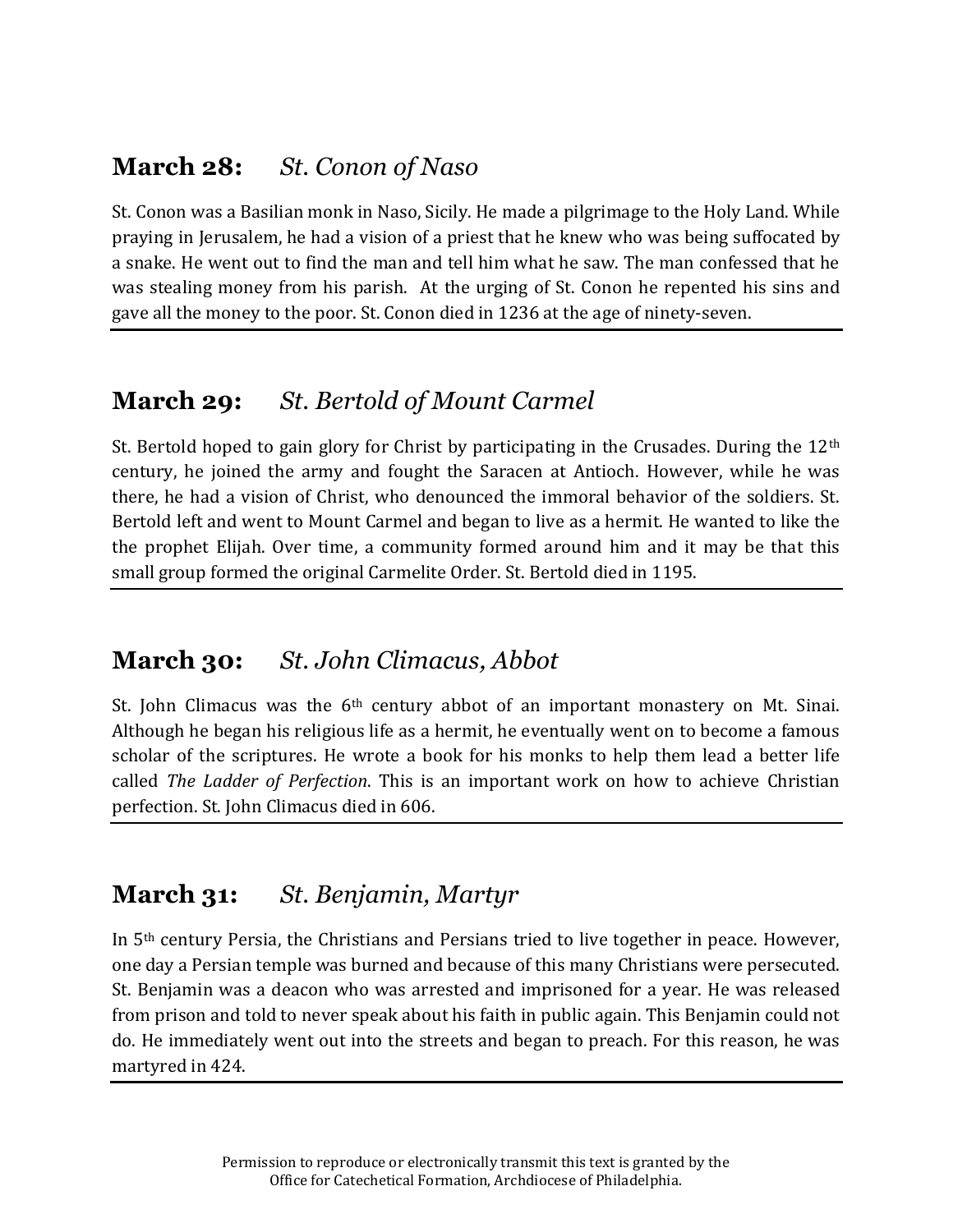## **March 28:** *St. Conon of Naso*

St. Conon was a Basilian monk in Naso, Sicily. He made a pilgrimage to the Holy Land. While praying in Jerusalem, he had a vision of a priest that he knew who was being suffocated by a snake. He went out to find the man and tell him what he saw. The man confessed that he was stealing money from his parish. At the urging of St. Conon he repented his sins and gave all the money to the poor. St. Conon died in 1236 at the age of ninety-seven.

---

## **March 29:** *St. Bertold of Mount Carmel*

St. Bertold hoped to gain glory for Christ by participating in the Crusades. During the 12th century, he joined the army and fought the Saracen at Antioch. However, while he was there, he had a vision of Christ, who denounced the immoral behavior of the soldiers. St. Bertold left and went to Mount Carmel and began to live as a hermit. He wanted to like the the prophet Elijah. Over time, a community formed around him and it may be that this small group formed the original Carmelite Order. St. Bertold died in 1195.

---

## **March 30:** *St. John Climacus, Abbot*

St. John Climacus was the 6th century abbot of an important monastery on Mt. Sinai. Although he began his religious life as a hermit, he eventually went on to become a famous scholar of the scriptures. He wrote a book for his monks to help them lead a better life called *The Ladder of Perfection*. This is an important work on how to achieve Christian perfection. St. John Climacus died in 606.

---

## **March 31:** *St. Benjamin, Martyr*

In 5th century Persia, the Christians and Persians tried to live together in peace. However, one day a Persian temple was burned and because of this many Christians were persecuted. St. Benjamin was a deacon who was arrested and imprisoned for a year. He was released from prison and told to never speak about his faith in public again. This Benjamin could not do. He immediately went out into the streets and began to preach. For this reason, he was martyred in 424.

---

Permission to reproduce or electronically transmit this text is granted by the Office for Catechetical Formation, Archdiocese of Philadelphia.